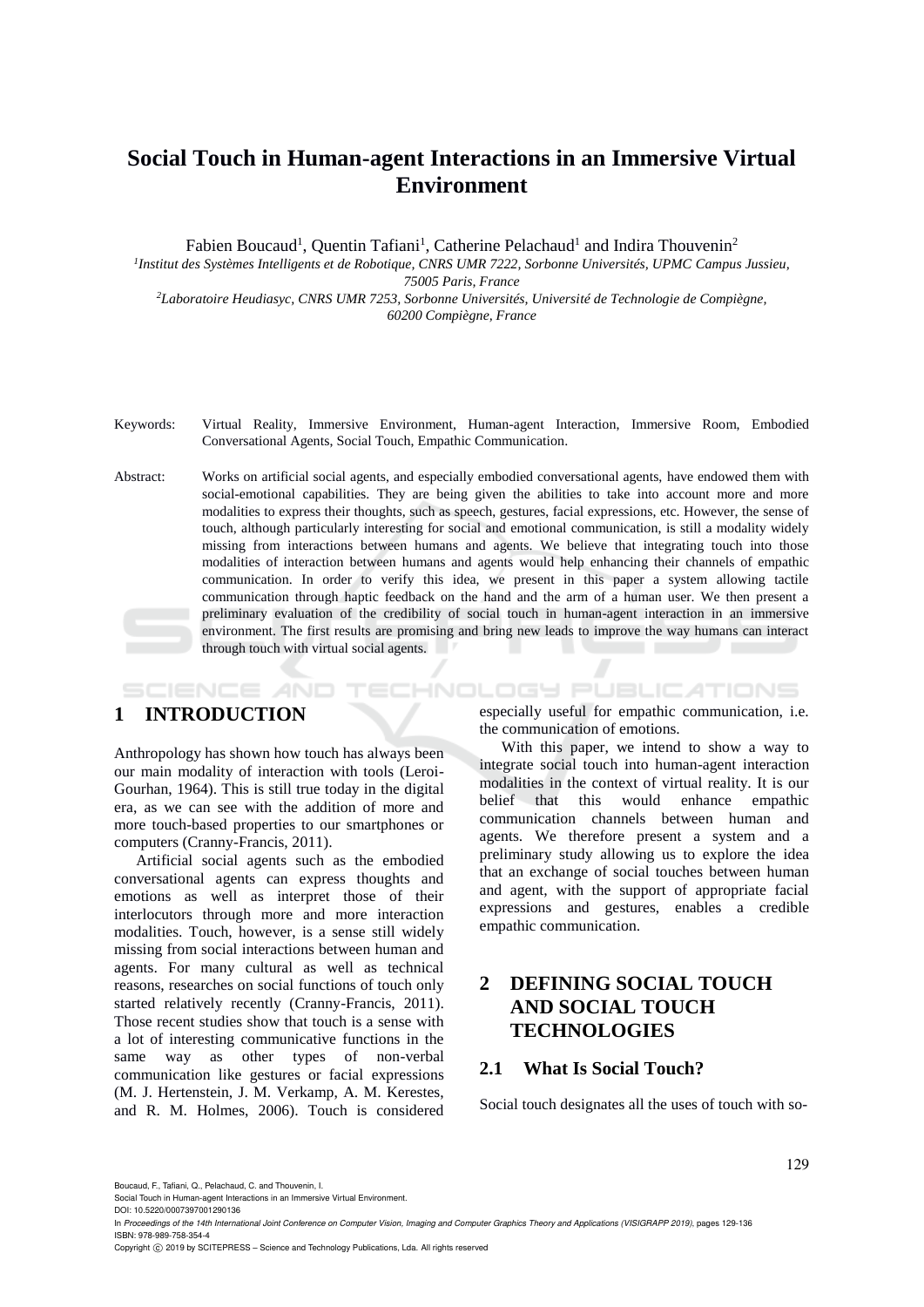# Social Touch in Human-agent Interactions in an Immersive Virtual Environment

Fabien Boucaud[1], Quentin Tafiani[1], Catherine Pelachaud[1] and Indira Thouvenin[2]

[1]*Institut des Systèmes Intelligents et de Robotique, CNRS UMR 7222, Sorbonne Universités, UPMC Campus Jussieu, 75005 Paris, France*

[2]*Laboratoire Heudiasyc, CNRS UMR 7253, Sorbonne Universités, Université de Technologie de Compiègne, 60200 Compiègne, France*

Keywords: Virtual Reality, Immersive Environment, Human-agent Interaction, Immersive Room, Embodied Conversational Agents, Social Touch, Empathic Communication.

Abstract: Works on artificial social agents, and especially embodied conversational agents, have endowed them with social-emotional capabilities. They are being given the abilities to take into account more and more modalities to express their thoughts, such as speech, gestures, facial expressions, etc. However, the sense of touch, although particularly interesting for social and emotional communication, is still a modality widely missing from interactions between humans and agents. We believe that integrating touch into those modalities of interaction between humans and agents would help enhancing their channels of empathic communication. In order to verify this idea, we present in this paper a system allowing tactile communication through haptic feedback on the hand and the arm of a human user. We then present a preliminary evaluation of the credibility of social touch in human-agent interaction in an immersive environment. The first results are promising and bring new leads to improve the way humans can interact through touch with virtual social agents.

## 1 INTRODUCTION

Anthropology has shown how touch has always been our main modality of interaction with tools (Leroi-Gourhan, 1964). This is still true today in the digital era, as we can see with the addition of more and more touch-based properties to our smartphones or computers (Cranny-Francis, 2011).

Artificial social agents such as the embodied conversational agents can express thoughts and emotions as well as interpret those of their interlocutors through more and more interaction modalities. Touch, however, is a sense still widely missing from social interactions between human and agents. For many cultural as well as technical reasons, researches on social functions of touch only started relatively recently (Cranny-Francis, 2011). Those recent studies show that touch is a sense with a lot of interesting communicative functions in the same way as other types of non-verbal communication like gestures or facial expressions (M. J. Hertenstein, J. M. Verkamp, A. M. Kerestes, and R. M. Holmes, 2006). Touch is considered especially useful for empathic communication, i.e. the communication of emotions.

With this paper, we intend to show a way to integrate social touch into human-agent interaction modalities in the context of virtual reality. It is our belief that this would enhance empathic communication channels between human and agents. We therefore present a system and a preliminary study allowing us to explore the idea that an exchange of social touches between human and agent, with the support of appropriate facial expressions and gestures, enables a credible empathic communication.

## 2 DEFINING SOCIAL TOUCH AND SOCIAL TOUCH TECHNOLOGIES

### 2.1 What Is Social Touch?

Social touch designates all the uses of touch with so-

Boucaud, F., Tafiani, Q., Pelachaud, C. and Thouvenin, I.
Social Touch in Human-agent Interactions in an Immersive Virtual Environment.
DOI: 10.5220/0007397001290136
In *Proceedings of the 14th International Joint Conference on Computer Vision, Imaging and Computer Graphics Theory and Applications (VISIGRAPP 2019)*, pages 129-136
ISBN: 978-989-758-354-4
Copyright © 2019 by SCITEPRESS – Science and Technology Publications, Lda. All rights reserved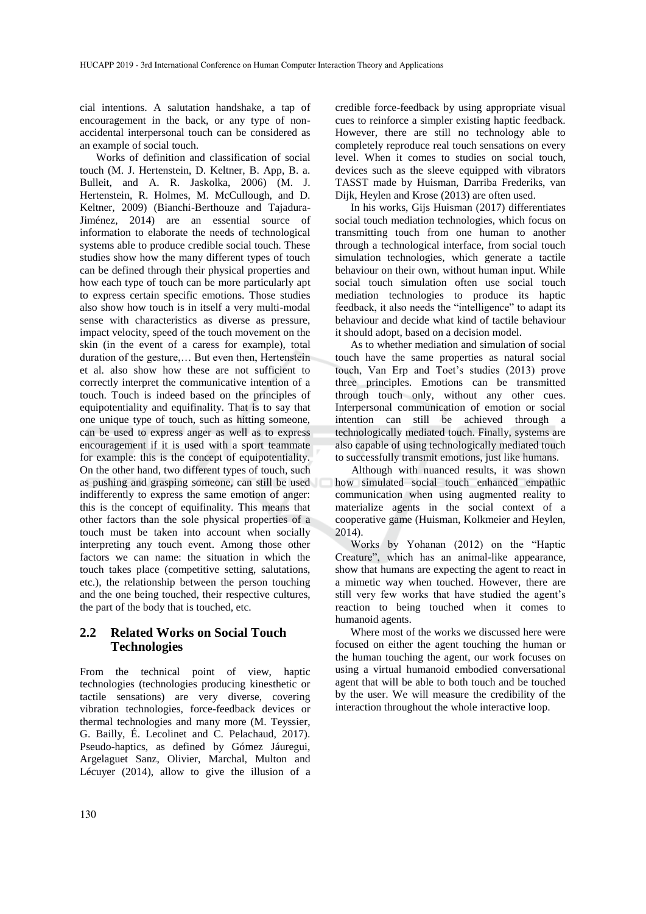cial intentions. A salutation handshake, a tap of encouragement in the back, or any type of non-accidental interpersonal touch can be considered as an example of social touch.

Works of definition and classification of social touch (M. J. Hertenstein, D. Keltner, B. App, B. a. Bulleit, and A. R. Jaskolka, 2006) (M. J. Hertenstein, R. Holmes, M. McCullough, and D. Keltner, 2009) (Bianchi-Berthouze and Tajadura-Jiménez, 2014) are an essential source of information to elaborate the needs of technological systems able to produce credible social touch. These studies show how the many different types of touch can be defined through their physical properties and how each type of touch can be more particularly apt to express certain specific emotions. Those studies also show how touch is in itself a very multi-modal sense with characteristics as diverse as pressure, impact velocity, speed of the touch movement on the skin (in the event of a caress for example), total duration of the gesture,… But even then, Hertenstein et al. also show how these are not sufficient to correctly interpret the communicative intention of a touch. Touch is indeed based on the principles of equipotentiality and equifinality. That is to say that one unique type of touch, such as hitting someone, can be used to express anger as well as to express encouragement if it is used with a sport teammate for example: this is the concept of equipotentiality. On the other hand, two different types of touch, such as pushing and grasping someone, can still be used indifferently to express the same emotion of anger: this is the concept of equifinality. This means that other factors than the sole physical properties of a touch must be taken into account when socially interpreting any touch event. Among those other factors we can name: the situation in which the touch takes place (competitive setting, salutations, etc.), the relationship between the person touching and the one being touched, their respective cultures, the part of the body that is touched, etc.

## 2.2 Related Works on Social Touch Technologies

From the technical point of view, haptic technologies (technologies producing kinesthetic or tactile sensations) are very diverse, covering vibration technologies, force-feedback devices or thermal technologies and many more (M. Teyssier, G. Bailly, É. Lecolinet and C. Pelachaud, 2017). Pseudo-haptics, as defined by Gómez Jáuregui, Argelaguet Sanz, Olivier, Marchal, Multon and Lécuyer (2014), allow to give the illusion of a credible force-feedback by using appropriate visual cues to reinforce a simpler existing haptic feedback. However, there are still no technology able to completely reproduce real touch sensations on every level. When it comes to studies on social touch, devices such as the sleeve equipped with vibrators TASST made by Huisman, Darriba Frederiks, van Dijk, Heylen and Krose (2013) are often used.

In his works, Gijs Huisman (2017) differentiates social touch mediation technologies, which focus on transmitting touch from one human to another through a technological interface, from social touch simulation technologies, which generate a tactile behaviour on their own, without human input. While social touch simulation often use social touch mediation technologies to produce its haptic feedback, it also needs the "intelligence" to adapt its behaviour and decide what kind of tactile behaviour it should adopt, based on a decision model.

As to whether mediation and simulation of social touch have the same properties as natural social touch, Van Erp and Toet's studies (2013) prove three principles. Emotions can be transmitted through touch only, without any other cues. Interpersonal communication of emotion or social intention can still be achieved through a technologically mediated touch. Finally, systems are also capable of using technologically mediated touch to successfully transmit emotions, just like humans.

Although with nuanced results, it was shown how simulated social touch enhanced empathic communication when using augmented reality to materialize agents in the social context of a cooperative game (Huisman, Kolkmeier and Heylen, 2014).

Works by Yohanan (2012) on the "Haptic Creature", which has an animal-like appearance, show that humans are expecting the agent to react in a mimetic way when touched. However, there are still very few works that have studied the agent's reaction to being touched when it comes to humanoid agents.

Where most of the works we discussed here were focused on either the agent touching the human or the human touching the agent, our work focuses on using a virtual humanoid embodied conversational agent that will be able to both touch and be touched by the user. We will measure the credibility of the interaction throughout the whole interactive loop.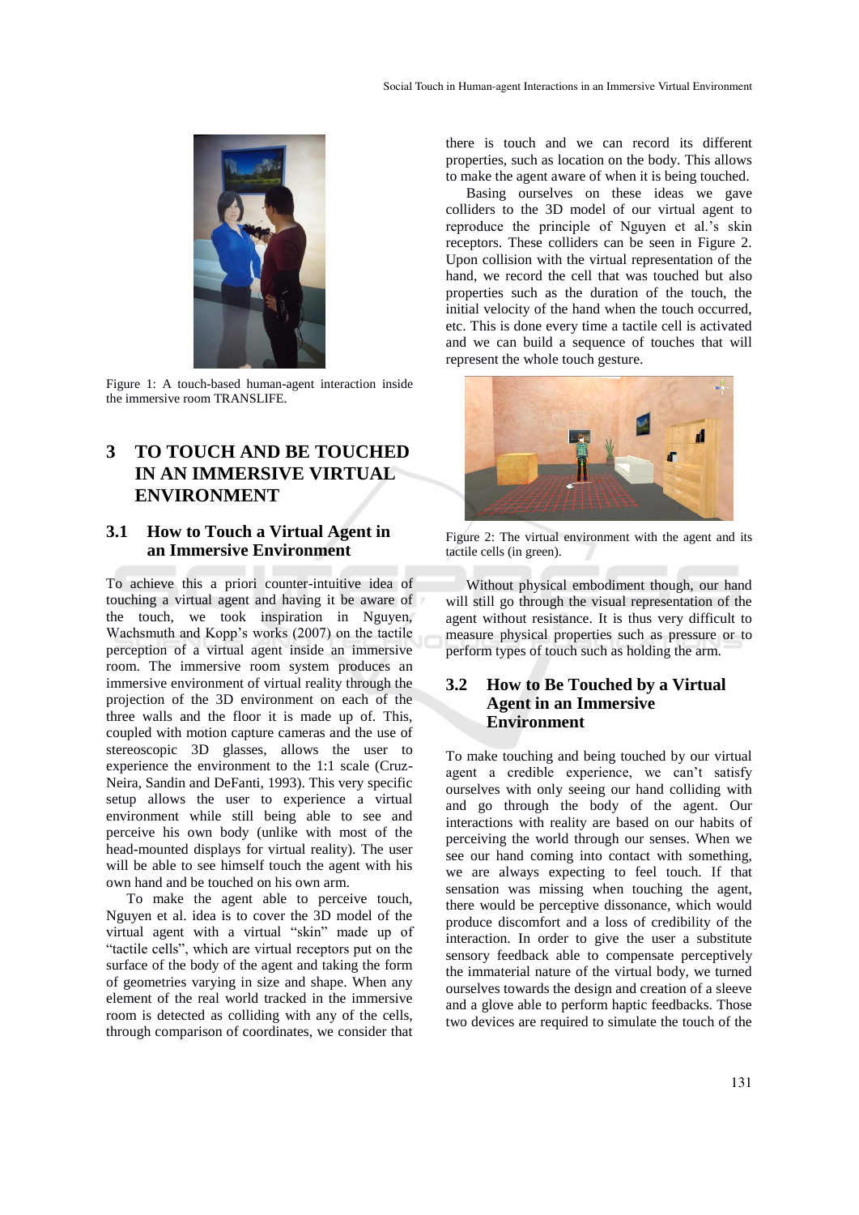Figure 1: A touch-based human-agent interaction inside the immersive room TRANSLIFE.

## 3 TO TOUCH AND BE TOUCHED IN AN IMMERSIVE VIRTUAL ENVIRONMENT

### 3.1 How to Touch a Virtual Agent in an Immersive Environment

To achieve this a priori counter-intuitive idea of touching a virtual agent and having it be aware of the touch, we took inspiration in Nguyen, Wachsmuth and Kopp's works (2007) on the tactile perception of a virtual agent inside an immersive room. The immersive room system produces an immersive environment of virtual reality through the projection of the 3D environment on each of the three walls and the floor it is made up of. This, coupled with motion capture cameras and the use of stereoscopic 3D glasses, allows the user to experience the environment to the 1:1 scale (Cruz-Neira, Sandin and DeFanti, 1993). This very specific setup allows the user to experience a virtual environment while still being able to see and perceive his own body (unlike with most of the head-mounted displays for virtual reality). The user will be able to see himself touch the agent with his own hand and be touched on his own arm.

To make the agent able to perceive touch, Nguyen et al. idea is to cover the 3D model of the virtual agent with a virtual "skin" made up of "tactile cells", which are virtual receptors put on the surface of the body of the agent and taking the form of geometries varying in size and shape. When any element of the real world tracked in the immersive room is detected as colliding with any of the cells, through comparison of coordinates, we consider that there is touch and we can record its different properties, such as location on the body. This allows to make the agent aware of when it is being touched.

Basing ourselves on these ideas we gave colliders to the 3D model of our virtual agent to reproduce the principle of Nguyen et al.'s skin receptors. These colliders can be seen in Figure 2. Upon collision with the virtual representation of the hand, we record the cell that was touched but also properties such as the duration of the touch, the initial velocity of the hand when the touch occurred, etc. This is done every time a tactile cell is activated and we can build a sequence of touches that will represent the whole touch gesture.

Figure 2: The virtual environment with the agent and its tactile cells (in green).

Without physical embodiment though, our hand will still go through the visual representation of the agent without resistance. It is thus very difficult to measure physical properties such as pressure or to perform types of touch such as holding the arm.

### 3.2 How to Be Touched by a Virtual Agent in an Immersive Environment

To make touching and being touched by our virtual agent a credible experience, we can't satisfy ourselves with only seeing our hand colliding with and go through the body of the agent. Our interactions with reality are based on our habits of perceiving the world through our senses. When we see our hand coming into contact with something, we are always expecting to feel touch. If that sensation was missing when touching the agent, there would be perceptive dissonance, which would produce discomfort and a loss of credibility of the interaction. In order to give the user a substitute sensory feedback able to compensate perceptively the immaterial nature of the virtual body, we turned ourselves towards the design and creation of a sleeve and a glove able to perform haptic feedbacks. Those two devices are required to simulate the touch of the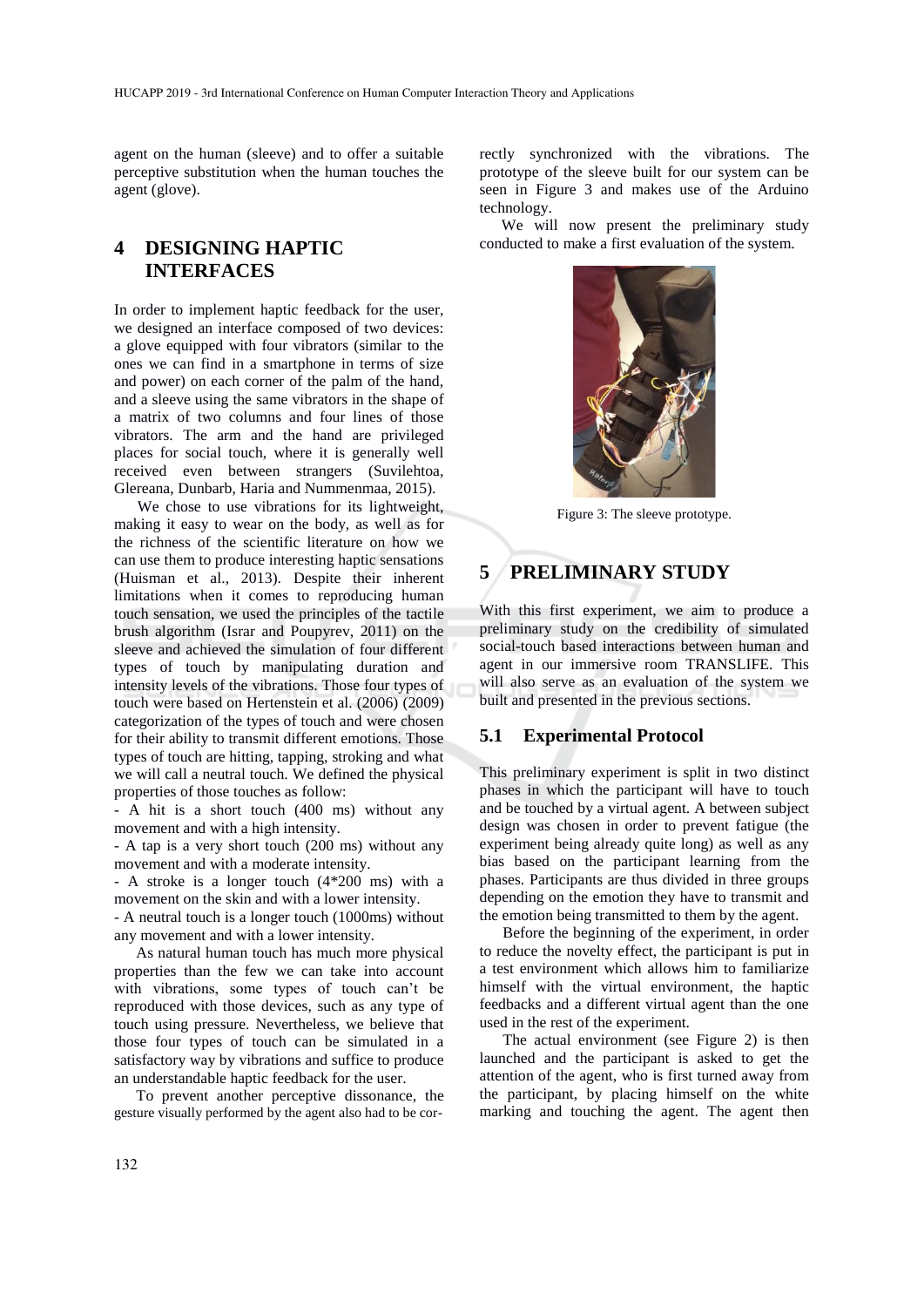agent on the human (sleeve) and to offer a suitable perceptive substitution when the human touches the agent (glove).

## 4 DESIGNING HAPTIC INTERFACES

In order to implement haptic feedback for the user, we designed an interface composed of two devices: a glove equipped with four vibrators (similar to the ones we can find in a smartphone in terms of size and power) on each corner of the palm of the hand, and a sleeve using the same vibrators in the shape of a matrix of two columns and four lines of those vibrators. The arm and the hand are privileged places for social touch, where it is generally well received even between strangers (Suvilehtoa, Glereana, Dunbarb, Haria and Nummenmaa, 2015).

We chose to use vibrations for its lightweight, making it easy to wear on the body, as well as for the richness of the scientific literature on how we can use them to produce interesting haptic sensations (Huisman et al., 2013). Despite their inherent limitations when it comes to reproducing human touch sensation, we used the principles of the tactile brush algorithm (Israr and Poupyrev, 2011) on the sleeve and achieved the simulation of four different types of touch by manipulating duration and intensity levels of the vibrations. Those four types of touch were based on Hertenstein et al. (2006) (2009) categorization of the types of touch and were chosen for their ability to transmit different emotions. Those types of touch are hitting, tapping, stroking and what we will call a neutral touch. We defined the physical properties of those touches as follow:

- A hit is a short touch (400 ms) without any movement and with a high intensity.
- A tap is a very short touch (200 ms) without any movement and with a moderate intensity.
- A stroke is a longer touch (4*200 ms) with a movement on the skin and with a lower intensity.
- A neutral touch is a longer touch (1000ms) without any movement and with a lower intensity.

As natural human touch has much more physical properties than the few we can take into account with vibrations, some types of touch can't be reproduced with those devices, such as any type of touch using pressure. Nevertheless, we believe that those four types of touch can be simulated in a satisfactory way by vibrations and suffice to produce an understandable haptic feedback for the user.

To prevent another perceptive dissonance, the gesture visually performed by the agent also had to be correctly synchronized with the vibrations. The prototype of the sleeve built for our system can be seen in Figure 3 and makes use of the Arduino technology.

We will now present the preliminary study conducted to make a first evaluation of the system.

Figure 3: The sleeve prototype.

## 5 PRELIMINARY STUDY

With this first experiment, we aim to produce a preliminary study on the credibility of simulated social-touch based interactions between human and agent in our immersive room TRANSLIFE. This will also serve as an evaluation of the system we built and presented in the previous sections.

### 5.1 Experimental Protocol

This preliminary experiment is split in two distinct phases in which the participant will have to touch and be touched by a virtual agent. A between subject design was chosen in order to prevent fatigue (the experiment being already quite long) as well as any bias based on the participant learning from the phases. Participants are thus divided in three groups depending on the emotion they have to transmit and the emotion being transmitted to them by the agent.

Before the beginning of the experiment, in order to reduce the novelty effect, the participant is put in a test environment which allows him to familiarize himself with the virtual environment, the haptic feedbacks and a different virtual agent than the one used in the rest of the experiment.

The actual environment (see Figure 2) is then launched and the participant is asked to get the attention of the agent, who is first turned away from the participant, by placing himself on the white marking and touching the agent. The agent then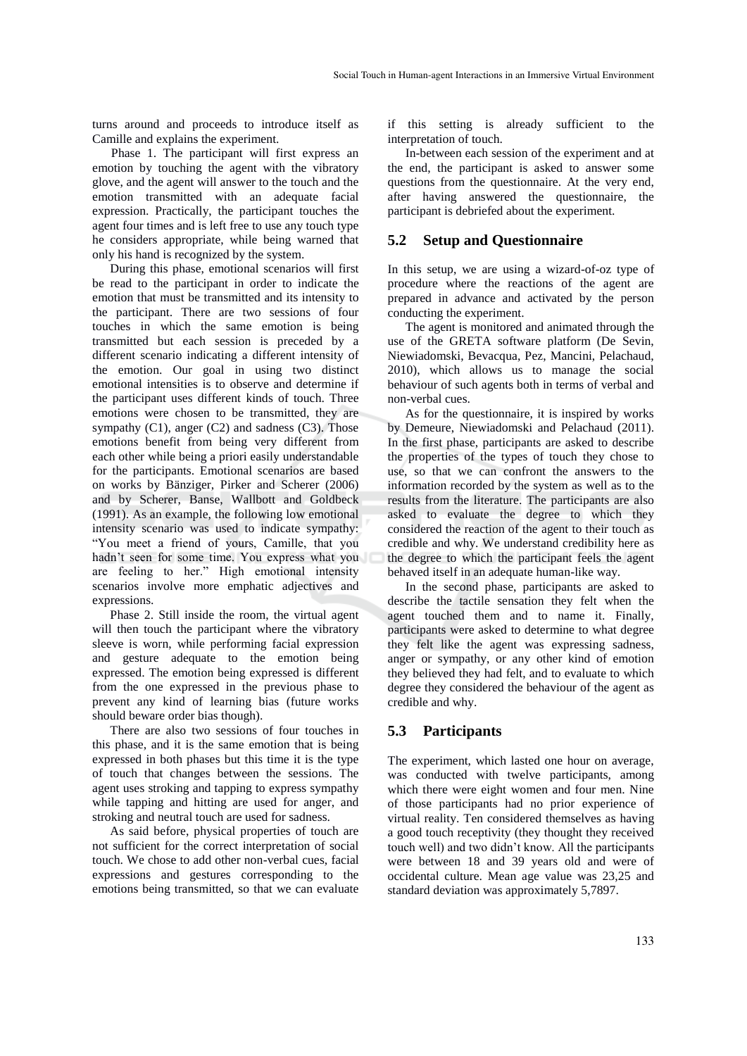turns around and proceeds to introduce itself as Camille and explains the experiment.

Phase 1. The participant will first express an emotion by touching the agent with the vibratory glove, and the agent will answer to the touch and the emotion transmitted with an adequate facial expression. Practically, the participant touches the agent four times and is left free to use any touch type he considers appropriate, while being warned that only his hand is recognized by the system.

During this phase, emotional scenarios will first be read to the participant in order to indicate the emotion that must be transmitted and its intensity to the participant. There are two sessions of four touches in which the same emotion is being transmitted but each session is preceded by a different scenario indicating a different intensity of the emotion. Our goal in using two distinct emotional intensities is to observe and determine if the participant uses different kinds of touch. Three emotions were chosen to be transmitted, they are sympathy (C1), anger (C2) and sadness (C3). Those emotions benefit from being very different from each other while being a priori easily understandable for the participants. Emotional scenarios are based on works by Bänziger, Pirker and Scherer (2006) and by Scherer, Banse, Wallbott and Goldbeck (1991). As an example, the following low emotional intensity scenario was used to indicate sympathy: "You meet a friend of yours, Camille, that you hadn't seen for some time. You express what you are feeling to her." High emotional intensity scenarios involve more emphatic adjectives and expressions.

Phase 2. Still inside the room, the virtual agent will then touch the participant where the vibratory sleeve is worn, while performing facial expression and gesture adequate to the emotion being expressed. The emotion being expressed is different from the one expressed in the previous phase to prevent any kind of learning bias (future works should beware order bias though).

There are also two sessions of four touches in this phase, and it is the same emotion that is being expressed in both phases but this time it is the type of touch that changes between the sessions. The agent uses stroking and tapping to express sympathy while tapping and hitting are used for anger, and stroking and neutral touch are used for sadness.

As said before, physical properties of touch are not sufficient for the correct interpretation of social touch. We chose to add other non-verbal cues, facial expressions and gestures corresponding to the emotions being transmitted, so that we can evaluate if this setting is already sufficient to the interpretation of touch.

In-between each session of the experiment and at the end, the participant is asked to answer some questions from the questionnaire. At the very end, after having answered the questionnaire, the participant is debriefed about the experiment.

## 5.2 Setup and Questionnaire

In this setup, we are using a wizard-of-oz type of procedure where the reactions of the agent are prepared in advance and activated by the person conducting the experiment.

The agent is monitored and animated through the use of the GRETA software platform (De Sevin, Niewiadomski, Bevacqua, Pez, Mancini, Pelachaud, 2010), which allows us to manage the social behaviour of such agents both in terms of verbal and non-verbal cues.

As for the questionnaire, it is inspired by works by Demeure, Niewiadomski and Pelachaud (2011). In the first phase, participants are asked to describe the properties of the types of touch they chose to use, so that we can confront the answers to the information recorded by the system as well as to the results from the literature. The participants are also asked to evaluate the degree to which they considered the reaction of the agent to their touch as credible and why. We understand credibility here as the degree to which the participant feels the agent behaved itself in an adequate human-like way.

In the second phase, participants are asked to describe the tactile sensation they felt when the agent touched them and to name it. Finally, participants were asked to determine to what degree they felt like the agent was expressing sadness, anger or sympathy, or any other kind of emotion they believed they had felt, and to evaluate to which degree they considered the behaviour of the agent as credible and why.

## 5.3 Participants

The experiment, which lasted one hour on average, was conducted with twelve participants, among which there were eight women and four men. Nine of those participants had no prior experience of virtual reality. Ten considered themselves as having a good touch receptivity (they thought they received touch well) and two didn't know. All the participants were between 18 and 39 years old and were of occidental culture. Mean age value was 23,25 and standard deviation was approximately 5,7897.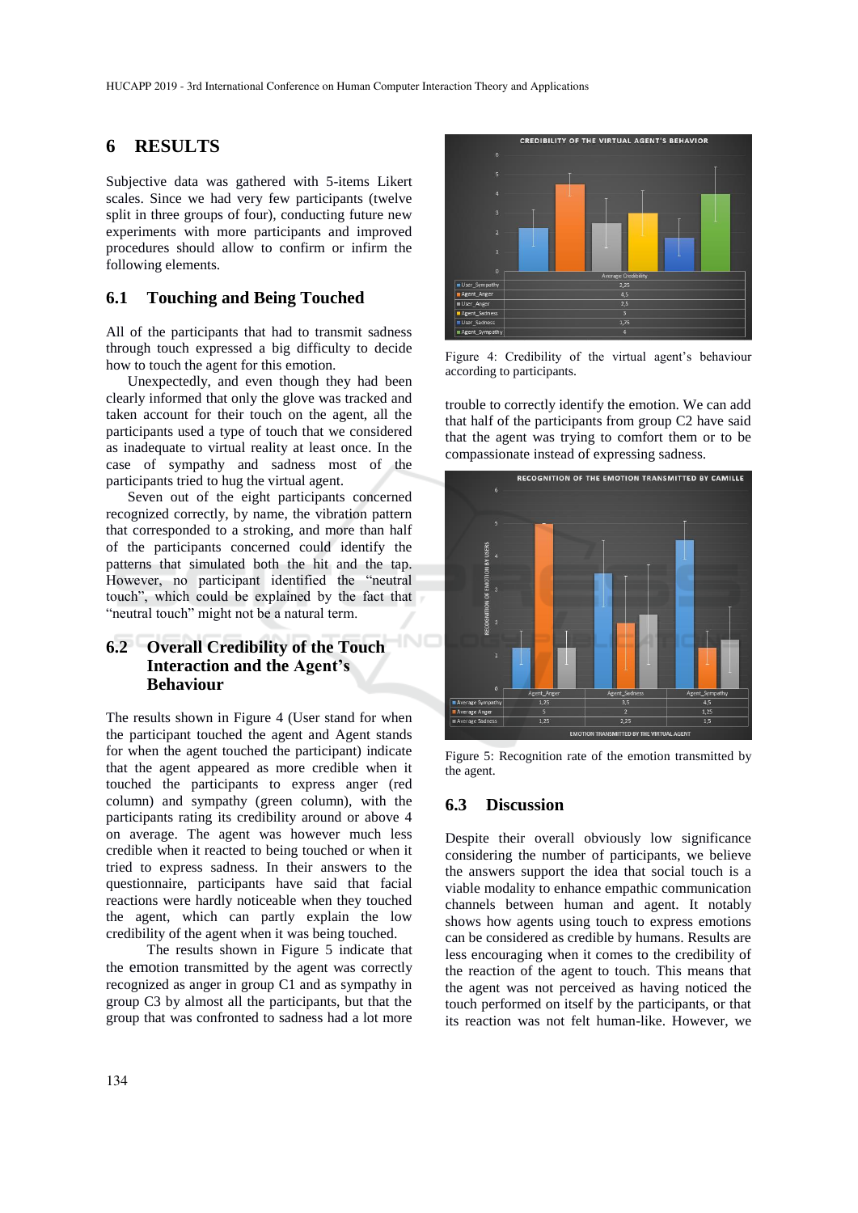## 6 RESULTS

Subjective data was gathered with 5-items Likert scales. Since we had very few participants (twelve split in three groups of four), conducting future new experiments with more participants and improved procedures should allow to confirm or infirm the following elements.

### 6.1 Touching and Being Touched

All of the participants that had to transmit sadness through touch expressed a big difficulty to decide how to touch the agent for this emotion.

Unexpectedly, and even though they had been clearly informed that only the glove was tracked and taken account for their touch on the agent, all the participants used a type of touch that we considered as inadequate to virtual reality at least once. In the case of sympathy and sadness most of the participants tried to hug the virtual agent.

Seven out of the eight participants concerned recognized correctly, by name, the vibration pattern that corresponded to a stroking, and more than half of the participants concerned could identify the patterns that simulated both the hit and the tap. However, no participant identified the "neutral touch", which could be explained by the fact that "neutral touch" might not be a natural term.

### 6.2 Overall Credibility of the Touch Interaction and the Agent's Behaviour

The results shown in Figure 4 (User stand for when the participant touched the agent and Agent stands for when the agent touched the participant) indicate that the agent appeared as more credible when it touched the participants to express anger (red column) and sympathy (green column), with the participants rating its credibility around or above 4 on average. The agent was however much less credible when it reacted to being touched or when it tried to express sadness. In their answers to the questionnaire, participants have said that facial reactions were hardly noticeable when they touched the agent, which can partly explain the low credibility of the agent when it was being touched.

The results shown in Figure 5 indicate that the emotion transmitted by the agent was correctly recognized as anger in group C1 and as sympathy in group C3 by almost all the participants, but that the group that was confronted to sadness had a lot more trouble to correctly identify the emotion. We can add that half of the participants from group C2 have said that the agent was trying to comfort them or to be compassionate instead of expressing sadness.

**CREDIBILITY OF THE VIRTUAL AGENT'S BEHAVIOR**

| | Average Credibility |
|---|---|
| User_Sympathy | 2,25 |
| Agent_Anger | 4,5 |
| User_Anger | 2,5 |
| Agent_Sadness | 3 |
| User_Sadness | 1,75 |
| Agent_Sympathy | 4 |

Figure 4: Credibility of the virtual agent's behaviour according to participants.

**RECOGNITION OF THE EMOTION TRANSMITTED BY CAMILLE**

| | Agent_Anger | Agent_Sadness | Agent_Sympathy |
|---|---|---|---|
| Average Sympathy | 1,25 | 3,5 | 4,5 |
| Average Anger | 5 | 2 | 1,25 |
| Average Sadness | 1,25 | 2,25 | 1,5 |

Figure 5: Recognition rate of the emotion transmitted by the agent.

### 6.3 Discussion

Despite their overall obviously low significance considering the number of participants, we believe the answers support the idea that social touch is a viable modality to enhance empathic communication channels between human and agent. It notably shows how agents using touch to express emotions can be considered as credible by humans. Results are less encouraging when it comes to the credibility of the reaction of the agent to touch. This means that the agent was not perceived as having noticed the touch performed on itself by the participants, or that its reaction was not felt human-like. However, we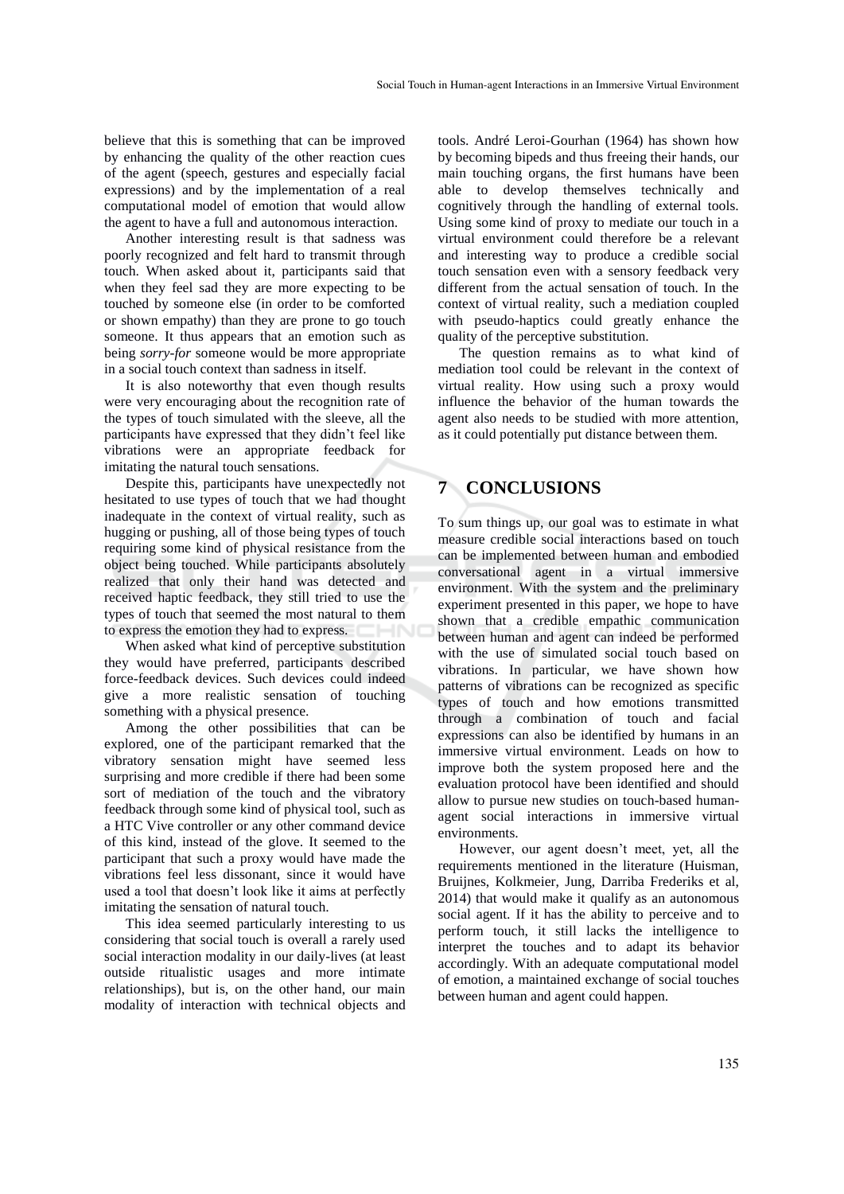believe that this is something that can be improved by enhancing the quality of the other reaction cues of the agent (speech, gestures and especially facial expressions) and by the implementation of a real computational model of emotion that would allow the agent to have a full and autonomous interaction.

Another interesting result is that sadness was poorly recognized and felt hard to transmit through touch. When asked about it, participants said that when they feel sad they are more expecting to be touched by someone else (in order to be comforted or shown empathy) than they are prone to go touch someone. It thus appears that an emotion such as being *sorry-for* someone would be more appropriate in a social touch context than sadness in itself.

It is also noteworthy that even though results were very encouraging about the recognition rate of the types of touch simulated with the sleeve, all the participants have expressed that they didn't feel like vibrations were an appropriate feedback for imitating the natural touch sensations.

Despite this, participants have unexpectedly not hesitated to use types of touch that we had thought inadequate in the context of virtual reality, such as hugging or pushing, all of those being types of touch requiring some kind of physical resistance from the object being touched. While participants absolutely realized that only their hand was detected and received haptic feedback, they still tried to use the types of touch that seemed the most natural to them to express the emotion they had to express.

When asked what kind of perceptive substitution they would have preferred, participants described force-feedback devices. Such devices could indeed give a more realistic sensation of touching something with a physical presence.

Among the other possibilities that can be explored, one of the participant remarked that the vibratory sensation might have seemed less surprising and more credible if there had been some sort of mediation of the touch and the vibratory feedback through some kind of physical tool, such as a HTC Vive controller or any other command device of this kind, instead of the glove. It seemed to the participant that such a proxy would have made the vibrations feel less dissonant, since it would have used a tool that doesn't look like it aims at perfectly imitating the sensation of natural touch.

This idea seemed particularly interesting to us considering that social touch is overall a rarely used social interaction modality in our daily-lives (at least outside ritualistic usages and more intimate relationships), but is, on the other hand, our main modality of interaction with technical objects and tools. André Leroi-Gourhan (1964) has shown how by becoming bipeds and thus freeing their hands, our main touching organs, the first humans have been able to develop themselves technically and cognitively through the handling of external tools. Using some kind of proxy to mediate our touch in a virtual environment could therefore be a relevant and interesting way to produce a credible social touch sensation even with a sensory feedback very different from the actual sensation of touch. In the context of virtual reality, such a mediation coupled with pseudo-haptics could greatly enhance the quality of the perceptive substitution.

The question remains as to what kind of mediation tool could be relevant in the context of virtual reality. How using such a proxy would influence the behavior of the human towards the agent also needs to be studied with more attention, as it could potentially put distance between them.

# 7 CONCLUSIONS

To sum things up, our goal was to estimate in what measure credible social interactions based on touch can be implemented between human and embodied conversational agent in a virtual immersive environment. With the system and the preliminary experiment presented in this paper, we hope to have shown that a credible empathic communication between human and agent can indeed be performed with the use of simulated social touch based on vibrations. In particular, we have shown how patterns of vibrations can be recognized as specific types of touch and how emotions transmitted through a combination of touch and facial expressions can also be identified by humans in an immersive virtual environment. Leads on how to improve both the system proposed here and the evaluation protocol have been identified and should allow to pursue new studies on touch-based human-agent social interactions in immersive virtual environments.

However, our agent doesn't meet, yet, all the requirements mentioned in the literature (Huisman, Bruijnes, Kolkmeier, Jung, Darriba Frederiks et al, 2014) that would make it qualify as an autonomous social agent. If it has the ability to perceive and to perform touch, it still lacks the intelligence to interpret the touches and to adapt its behavior accordingly. With an adequate computational model of emotion, a maintained exchange of social touches between human and agent could happen.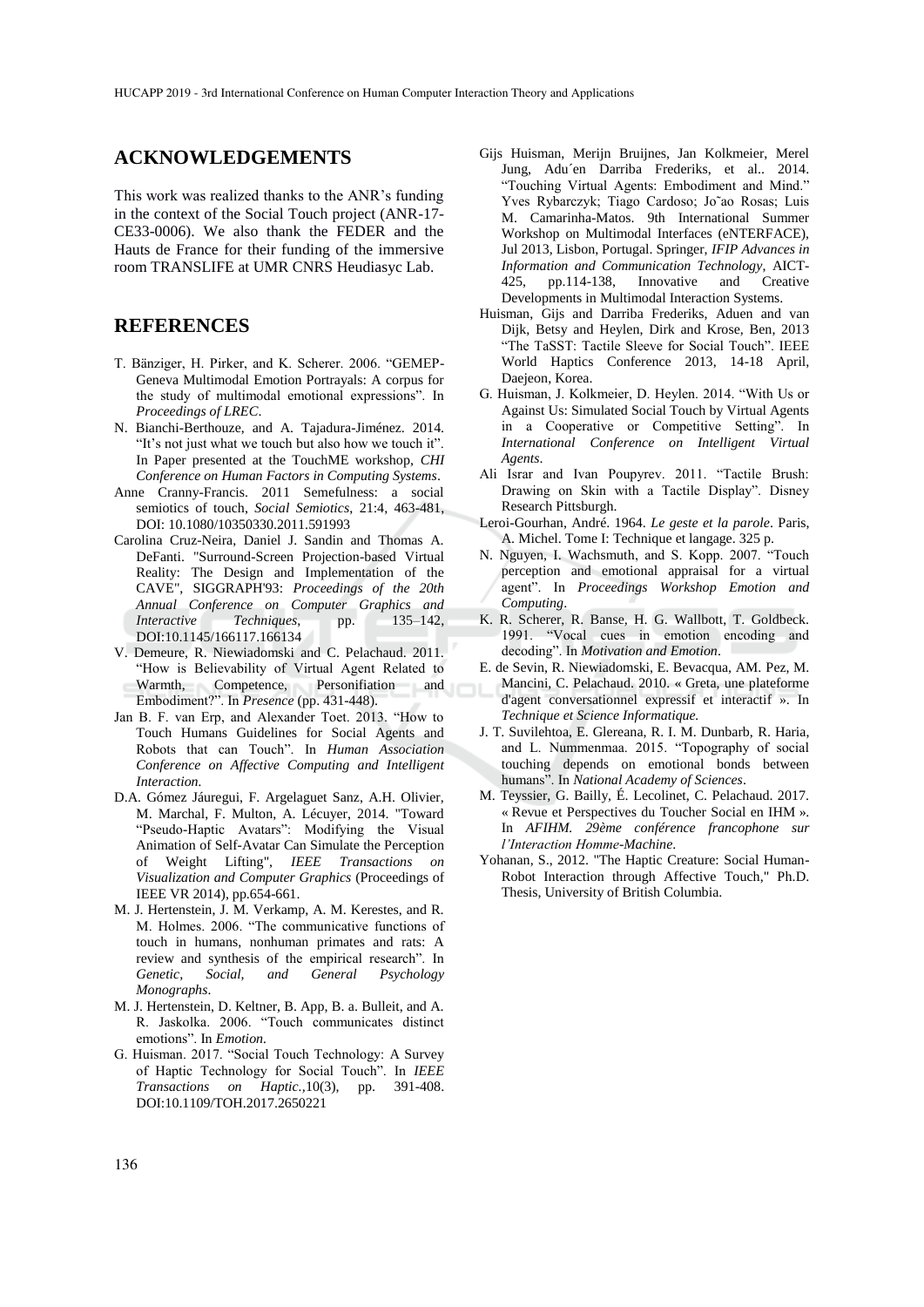## ACKNOWLEDGEMENTS

This work was realized thanks to the ANR's funding in the context of the Social Touch project (ANR-17-CE33-0006). We also thank the FEDER and the Hauts de France for their funding of the immersive room TRANSLIFE at UMR CNRS Heudiasyc Lab.

## REFERENCES

T. Bänziger, H. Pirker, and K. Scherer. 2006. "GEMEP-Geneva Multimodal Emotion Portrayals: A corpus for the study of multimodal emotional expressions". In *Proceedings of LREC*.

N. Bianchi-Berthouze, and A. Tajadura-Jiménez. 2014. "It's not just what we touch but also how we touch it". In Paper presented at the TouchME workshop, *CHI Conference on Human Factors in Computing Systems*.

Anne Cranny-Francis. 2011 Semefulness: a social semiotics of touch, *Social Semiotics*, 21:4, 463-481, DOI: 10.1080/10350330.2011.591993

Carolina Cruz-Neira, Daniel J. Sandin and Thomas A. DeFanti. "Surround-Screen Projection-based Virtual Reality: The Design and Implementation of the CAVE", SIGGRAPH'93: *Proceedings of the 20th Annual Conference on Computer Graphics and Interactive Techniques*, pp. 135–142, DOI:10.1145/166117.166134

V. Demeure, R. Niewiadomski and C. Pelachaud. 2011. "How is Believability of Virtual Agent Related to Warmth, Competence, Personifiation and Embodiment?". In *Presence* (pp. 431-448).

Jan B. F. van Erp, and Alexander Toet. 2013. "How to Touch Humans Guidelines for Social Agents and Robots that can Touch". In *Human Association Conference on Affective Computing and Intelligent Interaction.*

D.A. Gómez Jáuregui, F. Argelaguet Sanz, A.H. Olivier, M. Marchal, F. Multon, A. Lécuyer, 2014. "Toward "Pseudo-Haptic Avatars": Modifying the Visual Animation of Self-Avatar Can Simulate the Perception of Weight Lifting", *IEEE Transactions on Visualization and Computer Graphics* (Proceedings of IEEE VR 2014), pp.654-661.

M. J. Hertenstein, J. M. Verkamp, A. M. Kerestes, and R. M. Holmes. 2006. "The communicative functions of touch in humans, nonhuman primates and rats: A review and synthesis of the empirical research". In *Genetic, Social, and General Psychology Monographs*.

M. J. Hertenstein, D. Keltner, B. App, B. a. Bulleit, and A. R. Jaskolka. 2006. "Touch communicates distinct emotions". In *Emotion*.

G. Huisman. 2017. "Social Touch Technology: A Survey of Haptic Technology for Social Touch". In *IEEE Transactions on Haptic.*,10(3), pp. 391-408. DOI:10.1109/TOH.2017.2650221

Gijs Huisman, Merijn Bruijnes, Jan Kolkmeier, Merel Jung, Adu´en Darriba Frederiks, et al.. 2014. "Touching Virtual Agents: Embodiment and Mind." Yves Rybarczyk; Tiago Cardoso; Jo˜ao Rosas; Luis M. Camarinha-Matos. 9th International Summer Workshop on Multimodal Interfaces (eNTERFACE), Jul 2013, Lisbon, Portugal. Springer, *IFIP Advances in Information and Communication Technology*, AICT-425, pp.114-138, Innovative and Creative Developments in Multimodal Interaction Systems.

Huisman, Gijs and Darriba Frederiks, Aduen and van Dijk, Betsy and Heylen, Dirk and Krose, Ben, 2013 "The TaSST: Tactile Sleeve for Social Touch". IEEE World Haptics Conference 2013, 14-18 April, Daejeon, Korea.

G. Huisman, J. Kolkmeier, D. Heylen. 2014. "With Us or Against Us: Simulated Social Touch by Virtual Agents in a Cooperative or Competitive Setting". In *International Conference on Intelligent Virtual Agents*.

Ali Israr and Ivan Poupyrev. 2011. "Tactile Brush: Drawing on Skin with a Tactile Display". Disney Research Pittsburgh.

Leroi-Gourhan, André. 1964. *Le geste et la parole*. Paris, A. Michel. Tome I: Technique et langage. 325 p.

N. Nguyen, I. Wachsmuth, and S. Kopp. 2007. "Touch perception and emotional appraisal for a virtual agent". In *Proceedings Workshop Emotion and Computing*.

K. R. Scherer, R. Banse, H. G. Wallbott, T. Goldbeck. 1991. "Vocal cues in emotion encoding and decoding". In *Motivation and Emotion*.

E. de Sevin, R. Niewiadomski, E. Bevacqua, AM. Pez, M. Mancini, C. Pelachaud. 2010. « Greta, une plateforme d'agent conversationnel expressif et interactif ». In *Technique et Science Informatique.*

J. T. Suvilehtoa, E. Glereana, R. I. M. Dunbarb, R. Haria, and L. Nummenmaa. 2015. "Topography of social touching depends on emotional bonds between humans". In *National Academy of Sciences*.

M. Teyssier, G. Bailly, É. Lecolinet, C. Pelachaud. 2017. « Revue et Perspectives du Toucher Social en IHM ». In *AFIHM. 29ème conférence francophone sur l'Interaction Homme-Machine*.

Yohanan, S., 2012. "The Haptic Creature: Social Human-Robot Interaction through Affective Touch," Ph.D. Thesis, University of British Columbia.